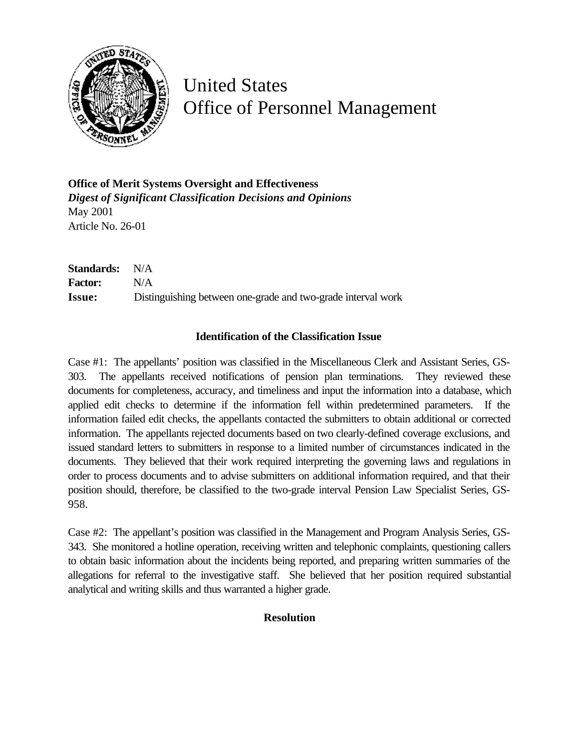# United States Office of Personnel Management

**Office of Merit Systems Oversight and Effectiveness**
***Digest of Significant Classification Decisions and Opinions***
May 2001
Article No. 26-01

**Standards:** N/A
**Factor:** N/A
**Issue:** Distinguishing between one-grade and two-grade interval work

### Identification of the Classification Issue

Case #1: The appellants' position was classified in the Miscellaneous Clerk and Assistant Series, GS-303. The appellants received notifications of pension plan terminations. They reviewed these documents for completeness, accuracy, and timeliness and input the information into a database, which applied edit checks to determine if the information fell within predetermined parameters. If the information failed edit checks, the appellants contacted the submitters to obtain additional or corrected information. The appellants rejected documents based on two clearly-defined coverage exclusions, and issued standard letters to submitters in response to a limited number of circumstances indicated in the documents. They believed that their work required interpreting the governing laws and regulations in order to process documents and to advise submitters on additional information required, and that their position should, therefore, be classified to the two-grade interval Pension Law Specialist Series, GS-958.

Case #2: The appellant's position was classified in the Management and Program Analysis Series, GS-343. She monitored a hotline operation, receiving written and telephonic complaints, questioning callers to obtain basic information about the incidents being reported, and preparing written summaries of the allegations for referral to the investigative staff. She believed that her position required substantial analytical and writing skills and thus warranted a higher grade.

### Resolution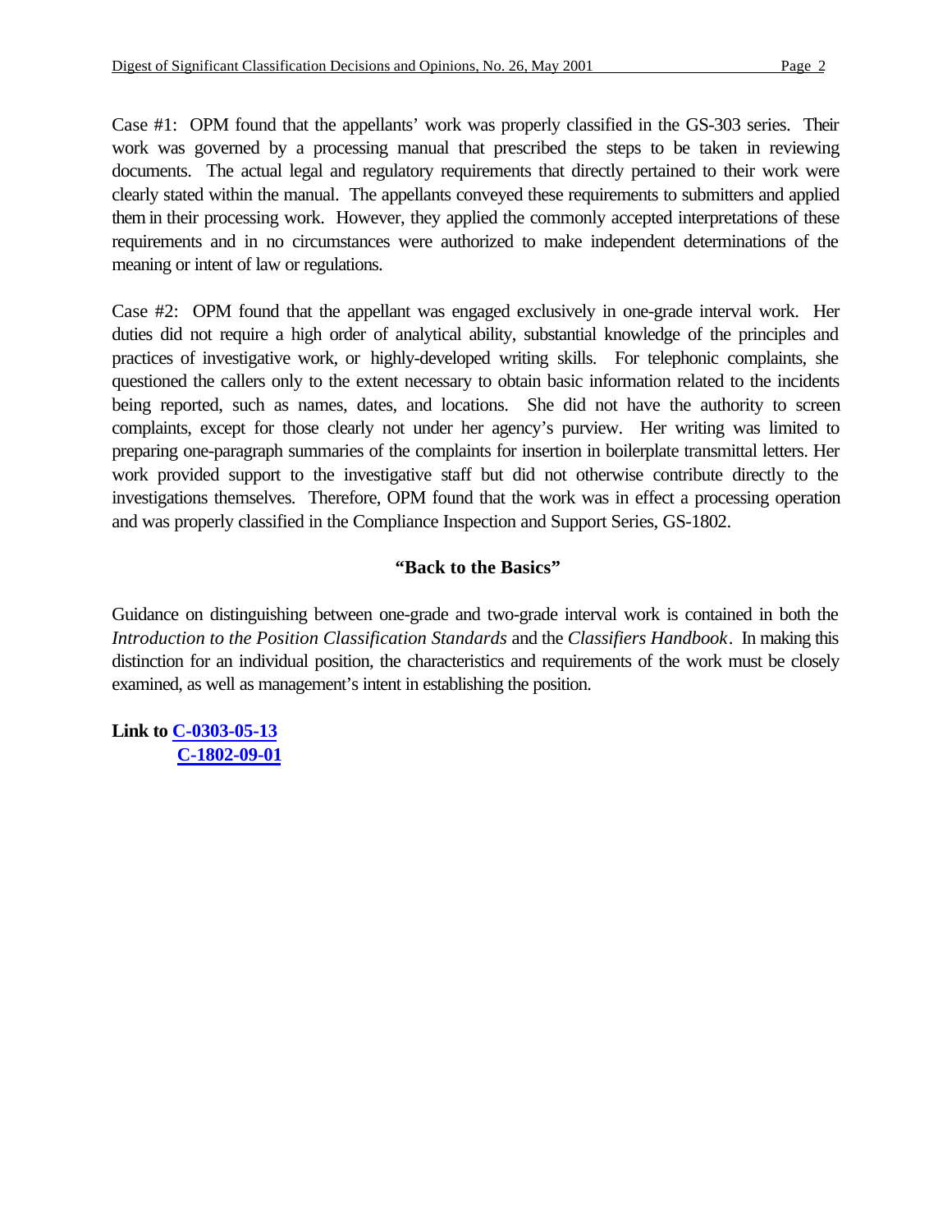Case #1: OPM found that the appellants' work was properly classified in the GS-303 series. Their work was governed by a processing manual that prescribed the steps to be taken in reviewing documents. The actual legal and regulatory requirements that directly pertained to their work were clearly stated within the manual. The appellants conveyed these requirements to submitters and applied them in their processing work. However, they applied the commonly accepted interpretations of these requirements and in no circumstances were authorized to make independent determinations of the meaning or intent of law or regulations.

Case #2: OPM found that the appellant was engaged exclusively in one-grade interval work. Her duties did not require a high order of analytical ability, substantial knowledge of the principles and practices of investigative work, or highly-developed writing skills. For telephonic complaints, she questioned the callers only to the extent necessary to obtain basic information related to the incidents being reported, such as names, dates, and locations. She did not have the authority to screen complaints, except for those clearly not under her agency's purview. Her writing was limited to preparing one-paragraph summaries of the complaints for insertion in boilerplate transmittal letters. Her work provided support to the investigative staff but did not otherwise contribute directly to the investigations themselves. Therefore, OPM found that the work was in effect a processing operation and was properly classified in the Compliance Inspection and Support Series, GS-1802.

**"Back to the Basics"**

Guidance on distinguishing between one-grade and two-grade interval work is contained in both the *Introduction to the Position Classification Standards* and the *Classifiers Handbook*. In making this distinction for an individual position, the characteristics and requirements of the work must be closely examined, as well as management's intent in establishing the position.

**Link to C-0303-05-13**
**C-1802-09-01**